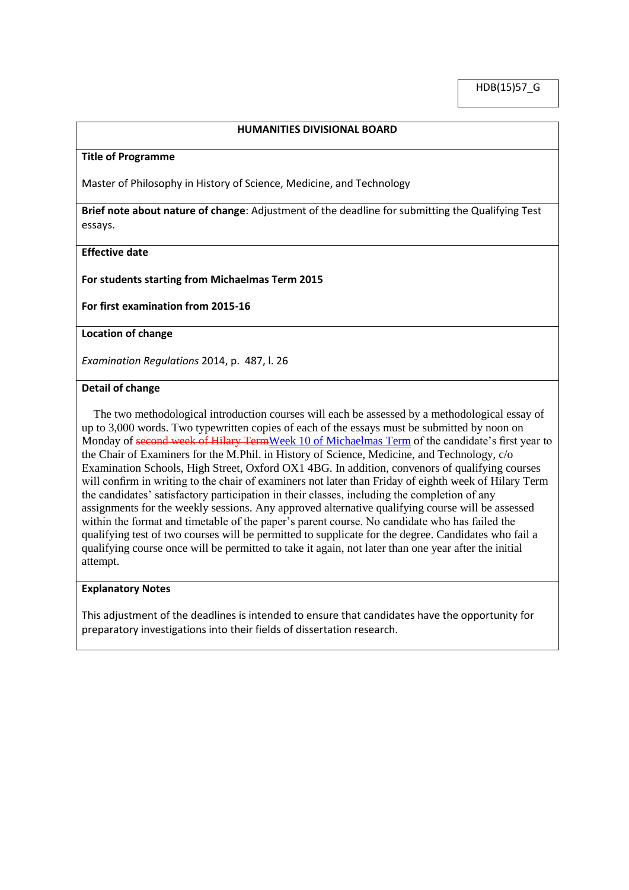HDB(15)57_G

**HUMANITIES DIVISIONAL BOARD**

**Title of Programme**

Master of Philosophy in History of Science, Medicine, and Technology

**Brief note about nature of change**: Adjustment of the deadline for submitting the Qualifying Test essays.

**Effective date**

**For students starting from Michaelmas Term 2015**

**For first examination from 2015-16**

**Location of change**

*Examination Regulations* 2014, p. 487, l. 26

**Detail of change**

The two methodological introduction courses will each be assessed by a methodological essay of up to 3,000 words. Two typewritten copies of each of the essays must be submitted by noon on Monday of ~~second week of Hilary Term~~Week 10 of Michaelmas Term of the candidate's first year to the Chair of Examiners for the M.Phil. in History of Science, Medicine, and Technology, c/o Examination Schools, High Street, Oxford OX1 4BG. In addition, convenors of qualifying courses will confirm in writing to the chair of examiners not later than Friday of eighth week of Hilary Term the candidates' satisfactory participation in their classes, including the completion of any assignments for the weekly sessions. Any approved alternative qualifying course will be assessed within the format and timetable of the paper's parent course. No candidate who has failed the qualifying test of two courses will be permitted to supplicate for the degree. Candidates who fail a qualifying course once will be permitted to take it again, not later than one year after the initial attempt.

**Explanatory Notes**

This adjustment of the deadlines is intended to ensure that candidates have the opportunity for preparatory investigations into their fields of dissertation research.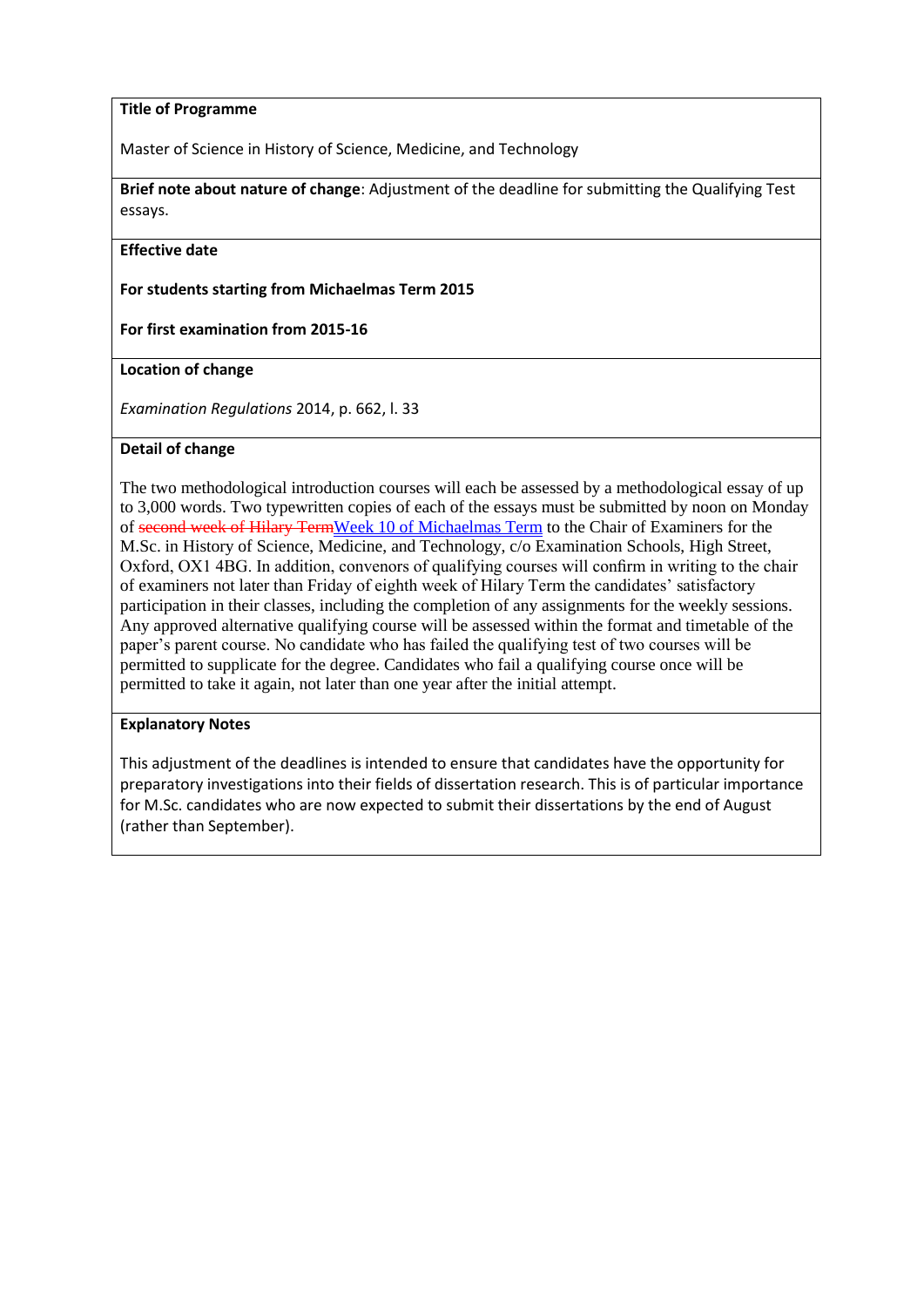**Title of Programme**

Master of Science in History of Science, Medicine, and Technology

**Brief note about nature of change**: Adjustment of the deadline for submitting the Qualifying Test essays.

**Effective date**

**For students starting from Michaelmas Term 2015**

**For first examination from 2015-16**

**Location of change**

*Examination Regulations* 2014, p. 662, l. 33

**Detail of change**

The two methodological introduction courses will each be assessed by a methodological essay of up to 3,000 words. Two typewritten copies of each of the essays must be submitted by noon on Monday of ~~second week of Hilary Term~~Week 10 of Michaelmas Term to the Chair of Examiners for the M.Sc. in History of Science, Medicine, and Technology, c/o Examination Schools, High Street, Oxford, OX1 4BG. In addition, convenors of qualifying courses will confirm in writing to the chair of examiners not later than Friday of eighth week of Hilary Term the candidates' satisfactory participation in their classes, including the completion of any assignments for the weekly sessions. Any approved alternative qualifying course will be assessed within the format and timetable of the paper's parent course. No candidate who has failed the qualifying test of two courses will be permitted to supplicate for the degree. Candidates who fail a qualifying course once will be permitted to take it again, not later than one year after the initial attempt.

**Explanatory Notes**

This adjustment of the deadlines is intended to ensure that candidates have the opportunity for preparatory investigations into their fields of dissertation research. This is of particular importance for M.Sc. candidates who are now expected to submit their dissertations by the end of August (rather than September).